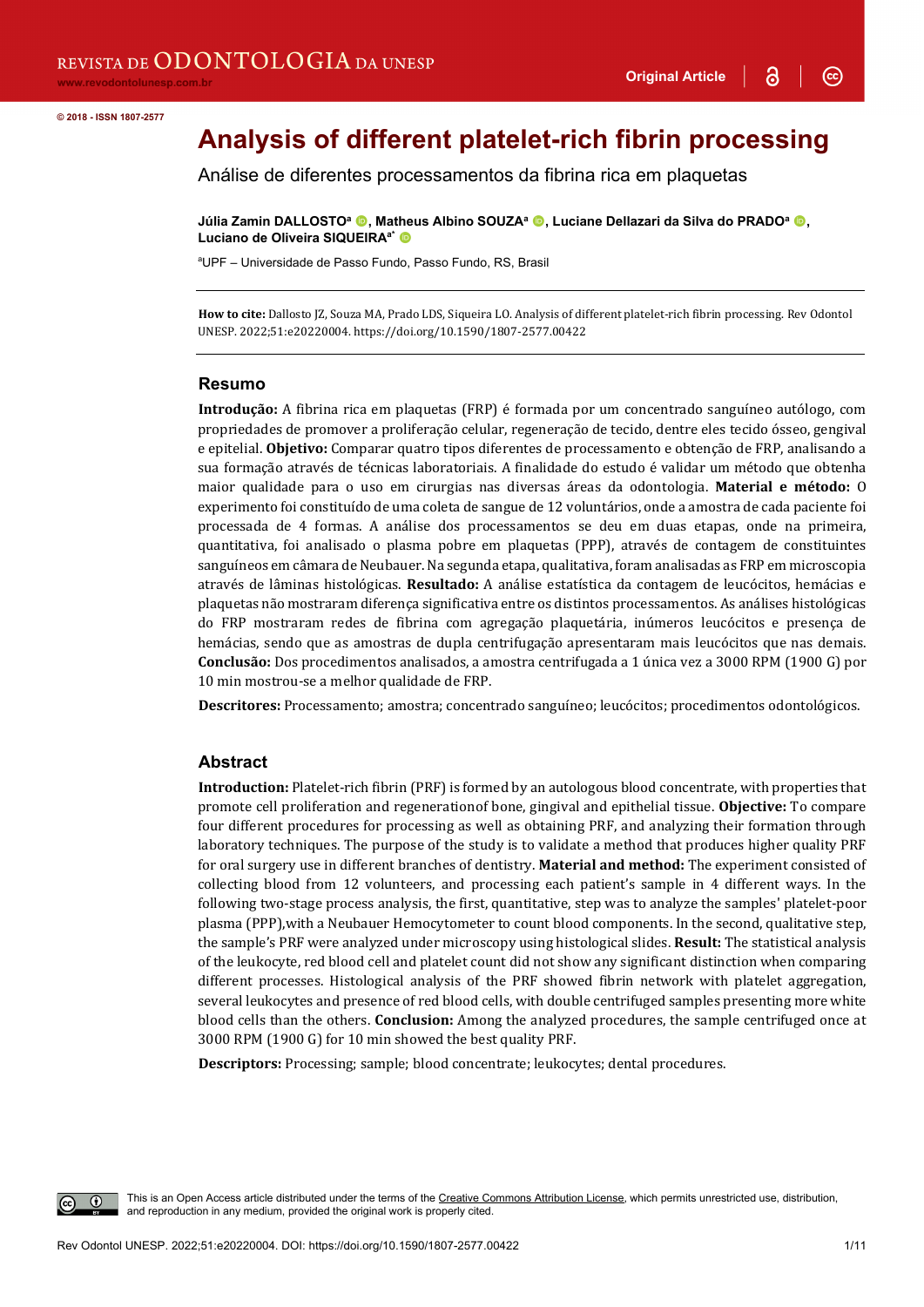REVISTA DE ODONTOLOGIA DA UNESP

www.revodontolunesp.com.br

Original Article

© 2018 - ISSN 1807-2577

# Analysis of different platelet-rich fibrin processing

## Análise de diferentes processamentos da fibrina rica em plaquetas

**Júlia Zamin DALLOSTO**[a], **Matheus Albino SOUZA**[a], **Luciane Dellazari da Silva do PRADO**[a], **Luciano de Oliveira SIQUEIRA**[a*]

[a]UPF – Universidade de Passo Fundo, Passo Fundo, RS, Brasil

**How to cite:** Dallosto JZ, Souza MA, Prado LDS, Siqueira LO. Analysis of different platelet-rich fibrin processing. Rev Odontol UNESP. 2022;51:e20220004. https://doi.org/10.1590/1807-2577.00422

## Resumo

**Introdução:** A fibrina rica em plaquetas (FRP) é formada por um concentrado sanguíneo autólogo, com propriedades de promover a proliferação celular, regeneração de tecido, dentre eles tecido ósseo, gengival e epitelial. **Objetivo:** Comparar quatro tipos diferentes de processamento e obtenção de FRP, analisando a sua formação através de técnicas laboratoriais. A finalidade do estudo é validar um método que obtenha maior qualidade para o uso em cirurgias nas diversas áreas da odontologia. **Material e método:** O experimento foi constituído de uma coleta de sangue de 12 voluntários, onde a amostra de cada paciente foi processada de 4 formas. A análise dos processamentos se deu em duas etapas, onde na primeira, quantitativa, foi analisado o plasma pobre em plaquetas (PPP), através de contagem de constituintes sanguíneos em câmara de Neubauer. Na segunda etapa, qualitativa, foram analisadas as FRP em microscopia através de lâminas histológicas. **Resultado:** A análise estatística da contagem de leucócitos, hemácias e plaquetas não mostraram diferença significativa entre os distintos processamentos. As análises histológicas do FRP mostraram redes de fibrina com agregação plaquetária, inúmeros leucócitos e presença de hemácias, sendo que as amostras de dupla centrifugação apresentaram mais leucócitos que nas demais. **Conclusão:** Dos procedimentos analisados, a amostra centrifugada a 1 única vez a 3000 RPM (1900 G) por 10 min mostrou-se a melhor qualidade de FRP.

**Descritores:** Processamento; amostra; concentrado sanguíneo; leucócitos; procedimentos odontológicos.

## Abstract

**Introduction:** Platelet-rich fibrin (PRF) is formed by an autologous blood concentrate, with properties that promote cell proliferation and regenerationof bone, gingival and epithelial tissue. **Objective:** To compare four different procedures for processing as well as obtaining PRF, and analyzing their formation through laboratory techniques. The purpose of the study is to validate a method that produces higher quality PRF for oral surgery use in different branches of dentistry. **Material and method:** The experiment consisted of collecting blood from 12 volunteers, and processing each patient's sample in 4 different ways. In the following two-stage process analysis, the first, quantitative, step was to analyze the samples' platelet-poor plasma (PPP),with a Neubauer Hemocytometer to count blood components. In the second, qualitative step, the sample's PRF were analyzed under microscopy using histological slides. **Result:** The statistical analysis of the leukocyte, red blood cell and platelet count did not show any significant distinction when comparing different processes. Histological analysis of the PRF showed fibrin network with platelet aggregation, several leukocytes and presence of red blood cells, with double centrifuged samples presenting more white blood cells than the others. **Conclusion:** Among the analyzed procedures, the sample centrifuged once at 3000 RPM (1900 G) for 10 min showed the best quality PRF.

**Descriptors:** Processing; sample; blood concentrate; leukocytes; dental procedures.

This is an Open Access article distributed under the terms of the Creative Commons Attribution License, which permits unrestricted use, distribution, and reproduction in any medium, provided the original work is properly cited.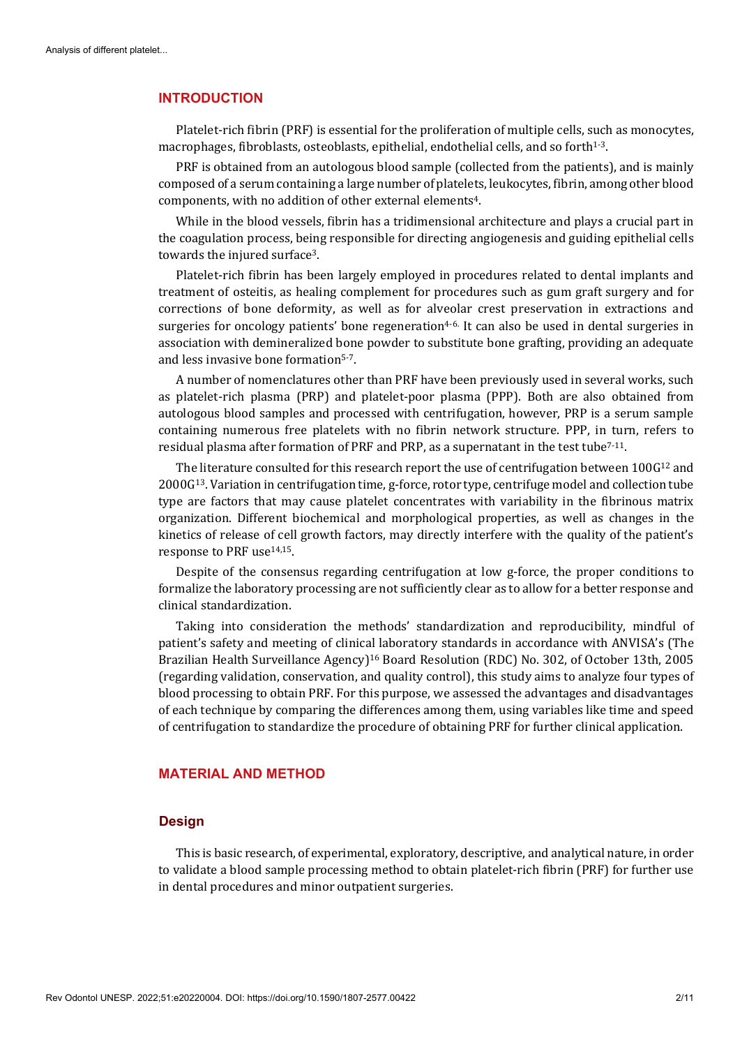## INTRODUCTION

Platelet-rich fibrin (PRF) is essential for the proliferation of multiple cells, such as monocytes, macrophages, fibroblasts, osteoblasts, epithelial, endothelial cells, and so forth[1-3].

PRF is obtained from an autologous blood sample (collected from the patients), and is mainly composed of a serum containing a large number of platelets, leukocytes, fibrin, among other blood components, with no addition of other external elements[4].

While in the blood vessels, fibrin has a tridimensional architecture and plays a crucial part in the coagulation process, being responsible for directing angiogenesis and guiding epithelial cells towards the injured surface[3].

Platelet-rich fibrin has been largely employed in procedures related to dental implants and treatment of osteitis, as healing complement for procedures such as gum graft surgery and for corrections of bone deformity, as well as for alveolar crest preservation in extractions and surgeries for oncology patients' bone regeneration[4-6.] It can also be used in dental surgeries in association with demineralized bone powder to substitute bone grafting, providing an adequate and less invasive bone formation[5-7].

A number of nomenclatures other than PRF have been previously used in several works, such as platelet-rich plasma (PRP) and platelet-poor plasma (PPP). Both are also obtained from autologous blood samples and processed with centrifugation, however, PRP is a serum sample containing numerous free platelets with no fibrin network structure. PPP, in turn, refers to residual plasma after formation of PRF and PRP, as a supernatant in the test tube[7-11].

The literature consulted for this research report the use of centrifugation between 100G[12] and 2000G[13]. Variation in centrifugation time, g-force, rotor type, centrifuge model and collection tube type are factors that may cause platelet concentrates with variability in the fibrinous matrix organization. Different biochemical and morphological properties, as well as changes in the kinetics of release of cell growth factors, may directly interfere with the quality of the patient's response to PRF use[14,15].

Despite of the consensus regarding centrifugation at low g-force, the proper conditions to formalize the laboratory processing are not sufficiently clear as to allow for a better response and clinical standardization.

Taking into consideration the methods' standardization and reproducibility, mindful of patient's safety and meeting of clinical laboratory standards in accordance with ANVISA's (The Brazilian Health Surveillance Agency)[16] Board Resolution (RDC) No. 302, of October 13th, 2005 (regarding validation, conservation, and quality control), this study aims to analyze four types of blood processing to obtain PRF. For this purpose, we assessed the advantages and disadvantages of each technique by comparing the differences among them, using variables like time and speed of centrifugation to standardize the procedure of obtaining PRF for further clinical application.

## MATERIAL AND METHOD

### Design

This is basic research, of experimental, exploratory, descriptive, and analytical nature, in order to validate a blood sample processing method to obtain platelet-rich fibrin (PRF) for further use in dental procedures and minor outpatient surgeries.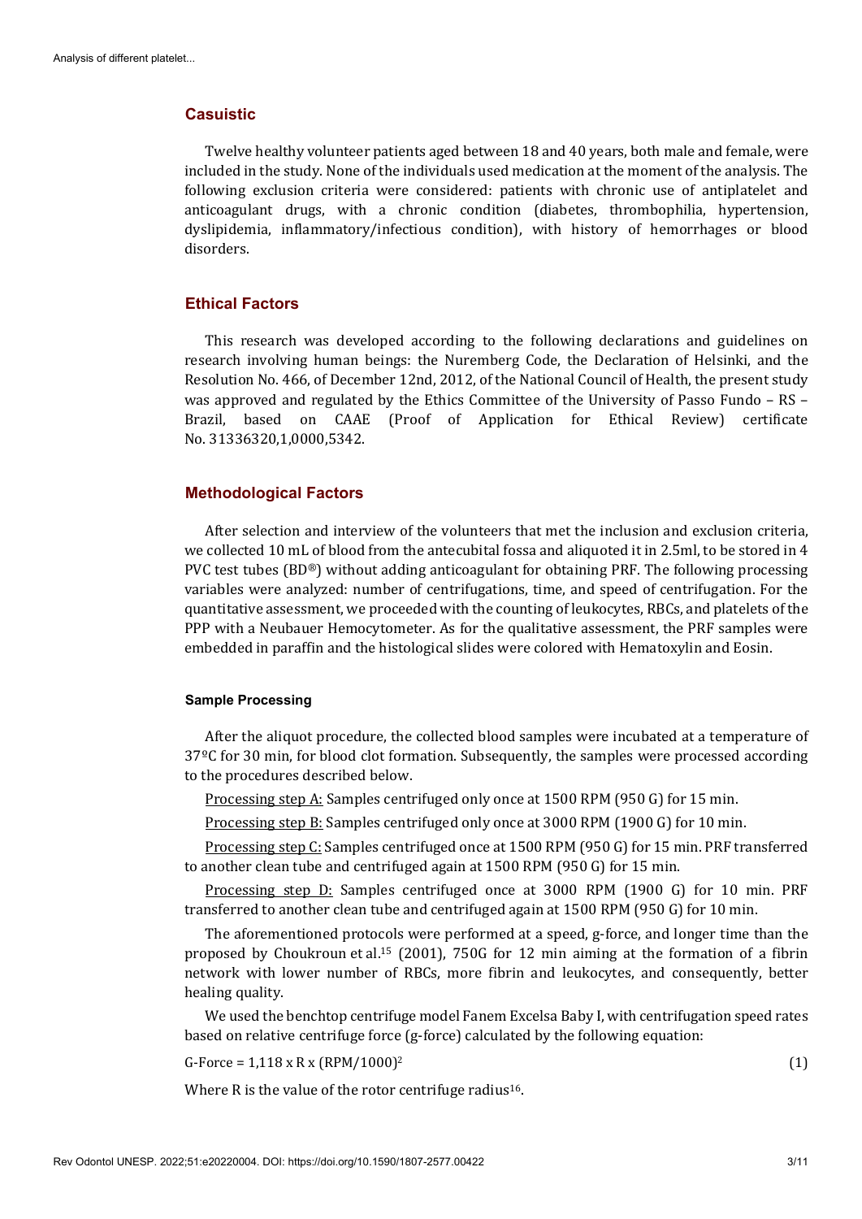## Casuistic

Twelve healthy volunteer patients aged between 18 and 40 years, both male and female, were included in the study. None of the individuals used medication at the moment of the analysis. The following exclusion criteria were considered: patients with chronic use of antiplatelet and anticoagulant drugs, with a chronic condition (diabetes, thrombophilia, hypertension, dyslipidemia, inflammatory/infectious condition), with history of hemorrhages or blood disorders.

## Ethical Factors

This research was developed according to the following declarations and guidelines on research involving human beings: the Nuremberg Code, the Declaration of Helsinki, and the Resolution No. 466, of December 12nd, 2012, of the National Council of Health, the present study was approved and regulated by the Ethics Committee of the University of Passo Fundo – RS – Brazil, based on CAAE (Proof of Application for Ethical Review) certificate No. 31336320,1,0000,5342.

## Methodological Factors

After selection and interview of the volunteers that met the inclusion and exclusion criteria, we collected 10 mL of blood from the antecubital fossa and aliquoted it in 2.5ml, to be stored in 4 PVC test tubes (BD®) without adding anticoagulant for obtaining PRF. The following processing variables were analyzed: number of centrifugations, time, and speed of centrifugation. For the quantitative assessment, we proceeded with the counting of leukocytes, RBCs, and platelets of the PPP with a Neubauer Hemocytometer. As for the qualitative assessment, the PRF samples were embedded in paraffin and the histological slides were colored with Hematoxylin and Eosin.

### Sample Processing

After the aliquot procedure, the collected blood samples were incubated at a temperature of 37ºC for 30 min, for blood clot formation. Subsequently, the samples were processed according to the procedures described below.

Processing step A: Samples centrifuged only once at 1500 RPM (950 G) for 15 min.

Processing step B: Samples centrifuged only once at 3000 RPM (1900 G) for 10 min.

Processing step C: Samples centrifuged once at 1500 RPM (950 G) for 15 min. PRF transferred to another clean tube and centrifuged again at 1500 RPM (950 G) for 15 min.

Processing step D: Samples centrifuged once at 3000 RPM (1900 G) for 10 min. PRF transferred to another clean tube and centrifuged again at 1500 RPM (950 G) for 10 min.

The aforementioned protocols were performed at a speed, g-force, and longer time than the proposed by Choukroun et al.[15] (2001), 750G for 12 min aiming at the formation of a fibrin network with lower number of RBCs, more fibrin and leukocytes, and consequently, better healing quality.

We used the benchtop centrifuge model Fanem Excelsa Baby I, with centrifugation speed rates based on relative centrifuge force (g-force) calculated by the following equation:

$$\text{G-Force} = 1{,}118 \times R \times (RPM/1000)^2 \tag{1}$$

Where R is the value of the rotor centrifuge radius[16].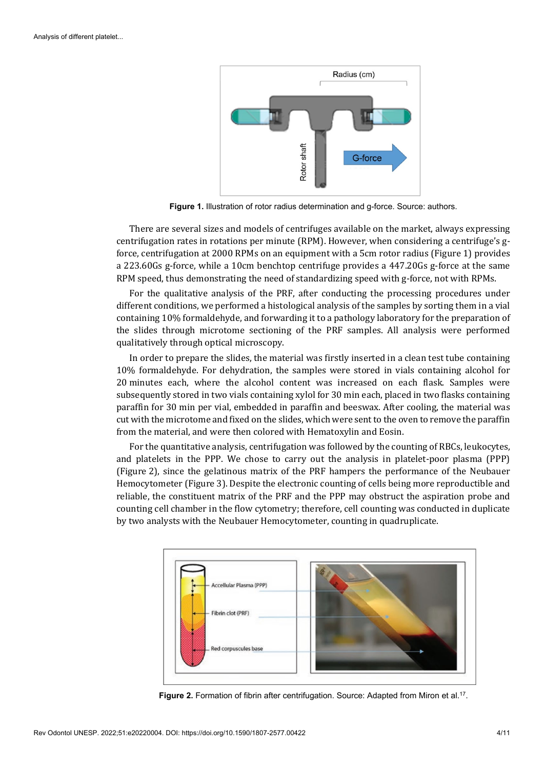Figure 1. Illustration of rotor radius determination and g-force. Source: authors.

There are several sizes and models of centrifuges available on the market, always expressing centrifugation rates in rotations per minute (RPM). However, when considering a centrifuge's g-force, centrifugation at 2000 RPMs on an equipment with a 5cm rotor radius (Figure 1) provides a 223.60Gs g-force, while a 10cm benchtop centrifuge provides a 447.20Gs g-force at the same RPM speed, thus demonstrating the need of standardizing speed with g-force, not with RPMs.

For the qualitative analysis of the PRF, after conducting the processing procedures under different conditions, we performed a histological analysis of the samples by sorting them in a vial containing 10% formaldehyde, and forwarding it to a pathology laboratory for the preparation of the slides through microtome sectioning of the PRF samples. All analysis were performed qualitatively through optical microscopy.

In order to prepare the slides, the material was firstly inserted in a clean test tube containing 10% formaldehyde. For dehydration, the samples were stored in vials containing alcohol for 20 minutes each, where the alcohol content was increased on each flask. Samples were subsequently stored in two vials containing xylol for 30 min each, placed in two flasks containing paraffin for 30 min per vial, embedded in paraffin and beeswax. After cooling, the material was cut with the microtome and fixed on the slides, which were sent to the oven to remove the paraffin from the material, and were then colored with Hematoxylin and Eosin.

For the quantitative analysis, centrifugation was followed by the counting of RBCs, leukocytes, and platelets in the PPP. We chose to carry out the analysis in platelet-poor plasma (PPP) (Figure 2), since the gelatinous matrix of the PRF hampers the performance of the Neubauer Hemocytometer (Figure 3). Despite the electronic counting of cells being more reproductible and reliable, the constituent matrix of the PRF and the PPP may obstruct the aspiration probe and counting cell chamber in the flow cytometry; therefore, cell counting was conducted in duplicate by two analysts with the Neubauer Hemocytometer, counting in quadruplicate.

Figure 2. Formation of fibrin after centrifugation. Source: Adapted from Miron et al.[17].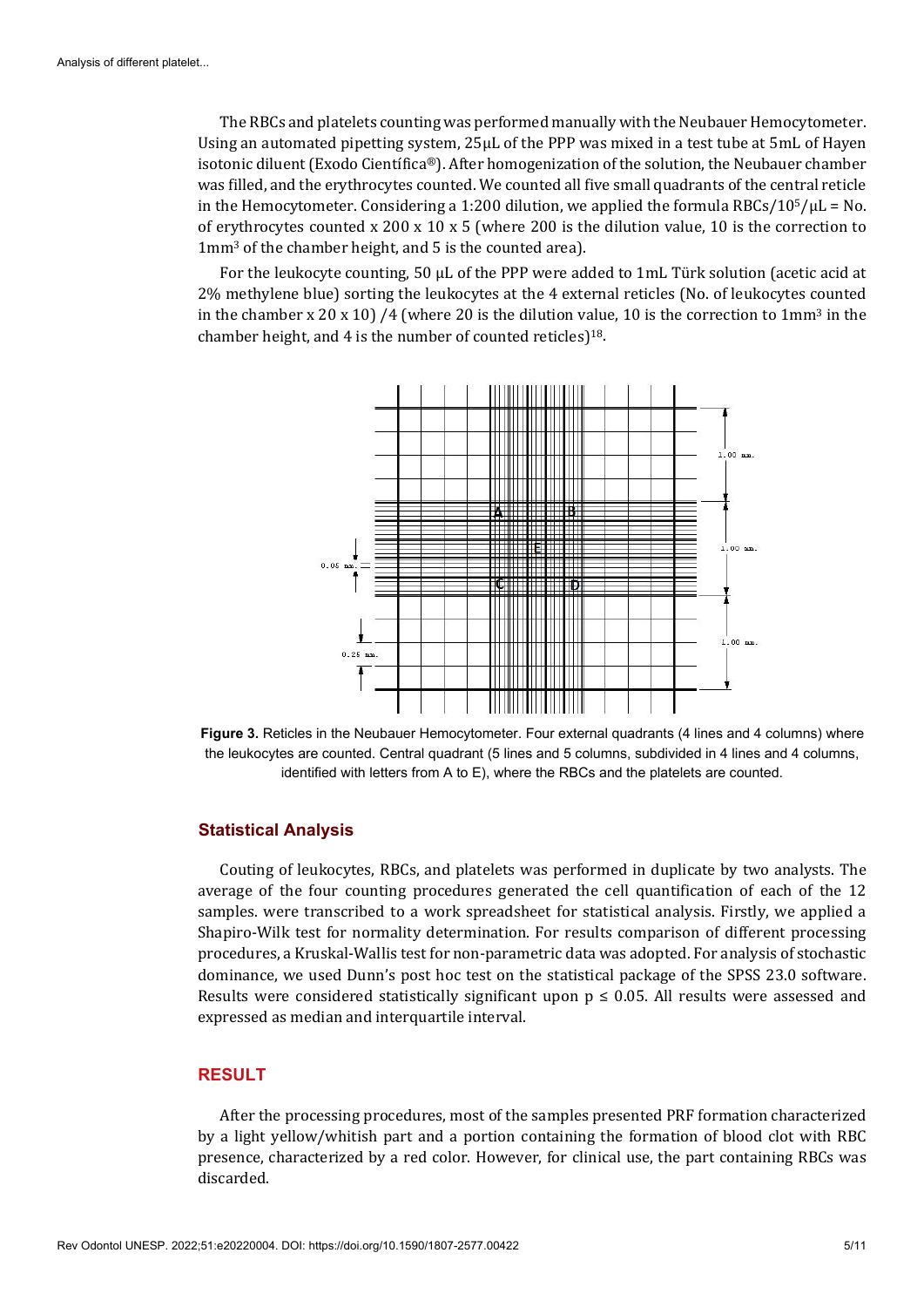The RBCs and platelets counting was performed manually with the Neubauer Hemocytometer. Using an automated pipetting system, 25μL of the PPP was mixed in a test tube at 5mL of Hayen isotonic diluent (Exodo Científica®). After homogenization of the solution, the Neubauer chamber was filled, and the erythrocytes counted. We counted all five small quadrants of the central reticle in the Hemocytometer. Considering a 1:200 dilution, we applied the formula RBCs/$10^5$/μL = No. of erythrocytes counted x 200 x 10 x 5 (where 200 is the dilution value, 10 is the correction to $1mm^3$ of the chamber height, and 5 is the counted area).

For the leukocyte counting, 50 μL of the PPP were added to 1mL Türk solution (acetic acid at 2% methylene blue) sorting the leukocytes at the 4 external reticles (No. of leukocytes counted in the chamber x 20 x 10) /4 (where 20 is the dilution value, 10 is the correction to $1mm^3$ in the chamber height, and 4 is the number of counted reticles)[18].

**Figure 3.** Reticles in the Neubauer Hemocytometer. Four external quadrants (4 lines and 4 columns) where the leukocytes are counted. Central quadrant (5 lines and 5 columns, subdivided in 4 lines and 4 columns, identified with letters from A to E), where the RBCs and the platelets are counted.

## Statistical Analysis

Couting of leukocytes, RBCs, and platelets was performed in duplicate by two analysts. The average of the four counting procedures generated the cell quantification of each of the 12 samples. were transcribed to a work spreadsheet for statistical analysis. Firstly, we applied a Shapiro-Wilk test for normality determination. For results comparison of different processing procedures, a Kruskal-Wallis test for non-parametric data was adopted. For analysis of stochastic dominance, we used Dunn's post hoc test on the statistical package of the SPSS 23.0 software. Results were considered statistically significant upon $p \leq 0.05$. All results were assessed and expressed as median and interquartile interval.

## RESULT

After the processing procedures, most of the samples presented PRF formation characterized by a light yellow/whitish part and a portion containing the formation of blood clot with RBC presence, characterized by a red color. However, for clinical use, the part containing RBCs was discarded.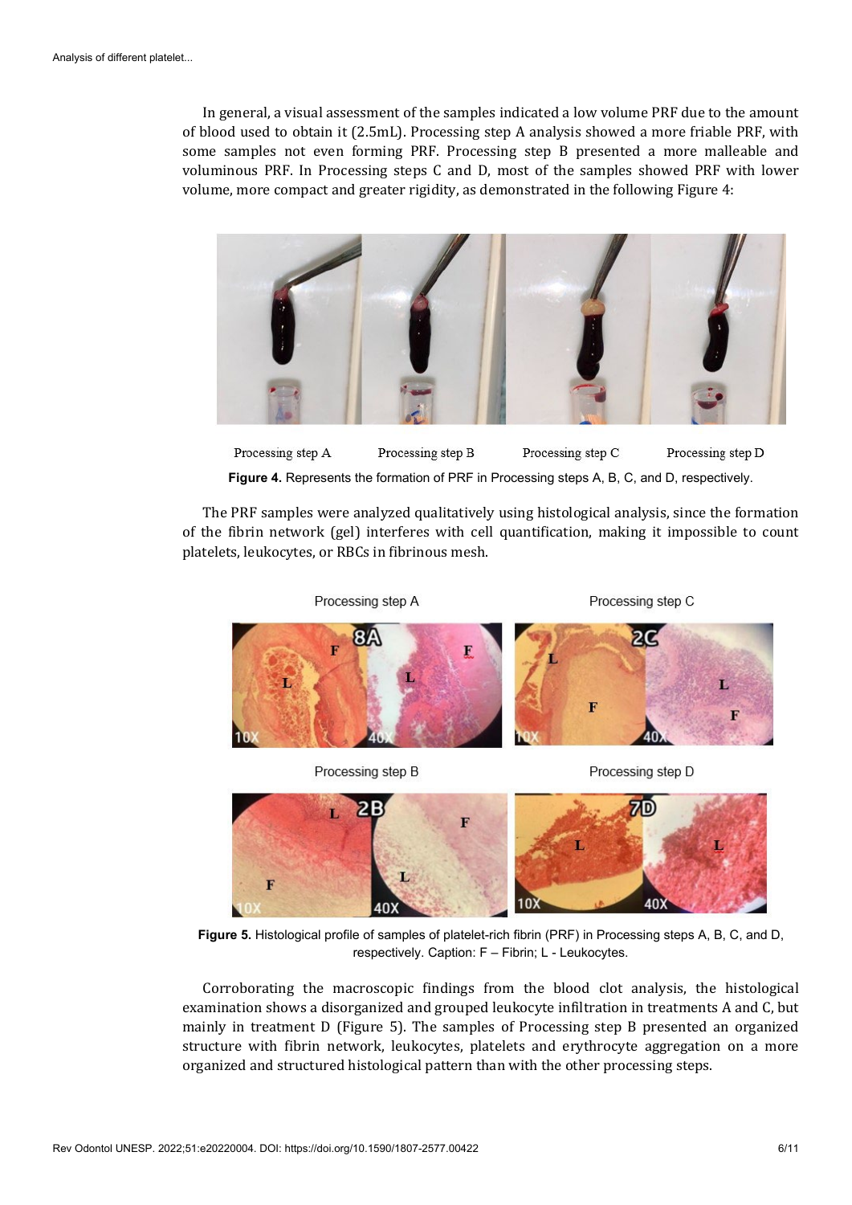In general, a visual assessment of the samples indicated a low volume PRF due to the amount of blood used to obtain it (2.5mL). Processing step A analysis showed a more friable PRF, with some samples not even forming PRF. Processing step B presented a more malleable and voluminous PRF. In Processing steps C and D, most of the samples showed PRF with lower volume, more compact and greater rigidity, as demonstrated in the following Figure 4:

Processing step A Processing step B Processing step C Processing step D

**Figure 4.** Represents the formation of PRF in Processing steps A, B, C, and D, respectively.

The PRF samples were analyzed qualitatively using histological analysis, since the formation of the fibrin network (gel) interferes with cell quantification, making it impossible to count platelets, leukocytes, or RBCs in fibrinous mesh.

**Figure 5.** Histological profile of samples of platelet-rich fibrin (PRF) in Processing steps A, B, C, and D, respectively. Caption: F – Fibrin; L - Leukocytes.

Corroborating the macroscopic findings from the blood clot analysis, the histological examination shows a disorganized and grouped leukocyte infiltration in treatments A and C, but mainly in treatment D (Figure 5). The samples of Processing step B presented an organized structure with fibrin network, leukocytes, platelets and erythrocyte aggregation on a more organized and structured histological pattern than with the other processing steps.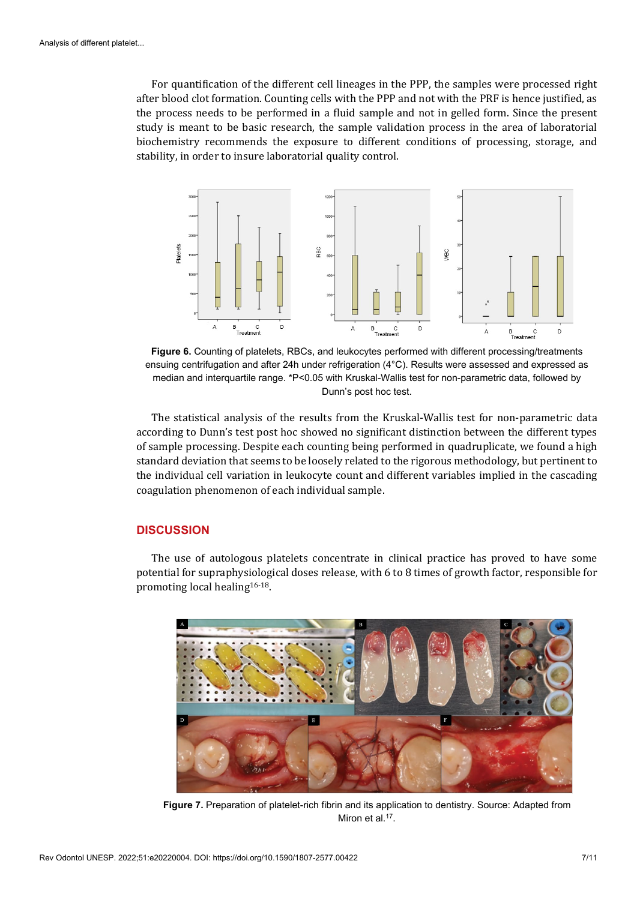For quantification of the different cell lineages in the PPP, the samples were processed right after blood clot formation. Counting cells with the PPP and not with the PRF is hence justified, as the process needs to be performed in a fluid sample and not in gelled form. Since the present study is meant to be basic research, the sample validation process in the area of laboratorial biochemistry recommends the exposure to different conditions of processing, storage, and stability, in order to insure laboratorial quality control.

**Figure 6.** Counting of platelets, RBCs, and leukocytes performed with different processing/treatments ensuing centrifugation and after 24h under refrigeration (4°C). Results were assessed and expressed as median and interquartile range. *P<0.05 with Kruskal-Wallis test for non-parametric data, followed by Dunn's post hoc test.

The statistical analysis of the results from the Kruskal-Wallis test for non-parametric data according to Dunn's test post hoc showed no significant distinction between the different types of sample processing. Despite each counting being performed in quadruplicate, we found a high standard deviation that seems to be loosely related to the rigorous methodology, but pertinent to the individual cell variation in leukocyte count and different variables implied in the cascading coagulation phenomenon of each individual sample.

## DISCUSSION

The use of autologous platelets concentrate in clinical practice has proved to have some potential for supraphysiological doses release, with 6 to 8 times of growth factor, responsible for promoting local healing[16-18].

**Figure 7.** Preparation of platelet-rich fibrin and its application to dentistry. Source: Adapted from Miron et al.[17].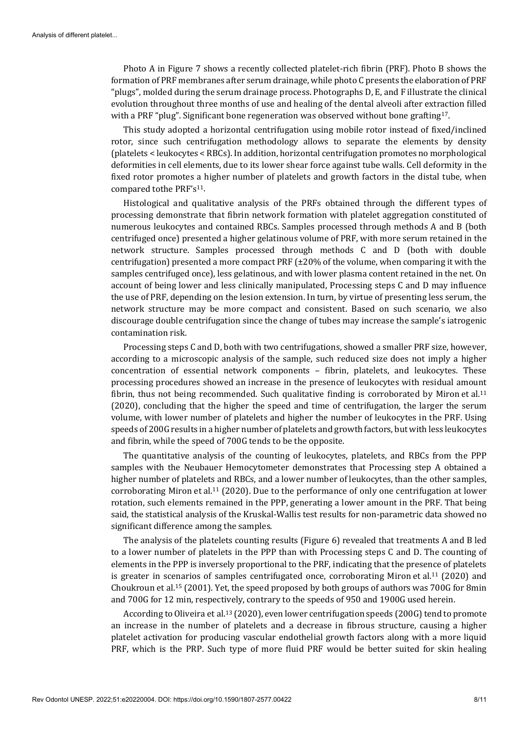Photo A in Figure 7 shows a recently collected platelet-rich fibrin (PRF). Photo B shows the formation of PRF membranes after serum drainage, while photo C presents the elaboration of PRF "plugs", molded during the serum drainage process. Photographs D, E, and F illustrate the clinical evolution throughout three months of use and healing of the dental alveoli after extraction filled with a PRF "plug". Significant bone regeneration was observed without bone grafting[17].

This study adopted a horizontal centrifugation using mobile rotor instead of fixed/inclined rotor, since such centrifugation methodology allows to separate the elements by density (platelets < leukocytes < RBCs). In addition, horizontal centrifugation promotes no morphological deformities in cell elements, due to its lower shear force against tube walls. Cell deformity in the fixed rotor promotes a higher number of platelets and growth factors in the distal tube, when compared tothe PRF's[11].

Histological and qualitative analysis of the PRFs obtained through the different types of processing demonstrate that fibrin network formation with platelet aggregation constituted of numerous leukocytes and contained RBCs. Samples processed through methods A and B (both centrifuged once) presented a higher gelatinous volume of PRF, with more serum retained in the network structure. Samples processed through methods C and D (both with double centrifugation) presented a more compact PRF (±20% of the volume, when comparing it with the samples centrifuged once), less gelatinous, and with lower plasma content retained in the net. On account of being lower and less clinically manipulated, Processing steps C and D may influence the use of PRF, depending on the lesion extension. In turn, by virtue of presenting less serum, the network structure may be more compact and consistent. Based on such scenario, we also discourage double centrifugation since the change of tubes may increase the sample's iatrogenic contamination risk.

Processing steps C and D, both with two centrifugations, showed a smaller PRF size, however, according to a microscopic analysis of the sample, such reduced size does not imply a higher concentration of essential network components – fibrin, platelets, and leukocytes. These processing procedures showed an increase in the presence of leukocytes with residual amount fibrin, thus not being recommended. Such qualitative finding is corroborated by Miron et al.[11] (2020), concluding that the higher the speed and time of centrifugation, the larger the serum volume, with lower number of platelets and higher the number of leukocytes in the PRF. Using speeds of 200G results in a higher number of platelets and growth factors, but with less leukocytes and fibrin, while the speed of 700G tends to be the opposite.

The quantitative analysis of the counting of leukocytes, platelets, and RBCs from the PPP samples with the Neubauer Hemocytometer demonstrates that Processing step A obtained a higher number of platelets and RBCs, and a lower number of leukocytes, than the other samples, corroborating Miron et al.[11] (2020). Due to the performance of only one centrifugation at lower rotation, such elements remained in the PPP, generating a lower amount in the PRF. That being said, the statistical analysis of the Kruskal-Wallis test results for non-parametric data showed no significant difference among the samples.

The analysis of the platelets counting results (Figure 6) revealed that treatments A and B led to a lower number of platelets in the PPP than with Processing steps C and D. The counting of elements in the PPP is inversely proportional to the PRF, indicating that the presence of platelets is greater in scenarios of samples centrifugated once, corroborating Miron et al.[11] (2020) and Choukroun et al.[15] (2001). Yet, the speed proposed by both groups of authors was 700G for 8min and 700G for 12 min, respectively, contrary to the speeds of 950 and 1900G used herein.

According to Oliveira et al.[13] (2020), even lower centrifugation speeds (200G) tend to promote an increase in the number of platelets and a decrease in fibrous structure, causing a higher platelet activation for producing vascular endothelial growth factors along with a more liquid PRF, which is the PRP. Such type of more fluid PRF would be better suited for skin healing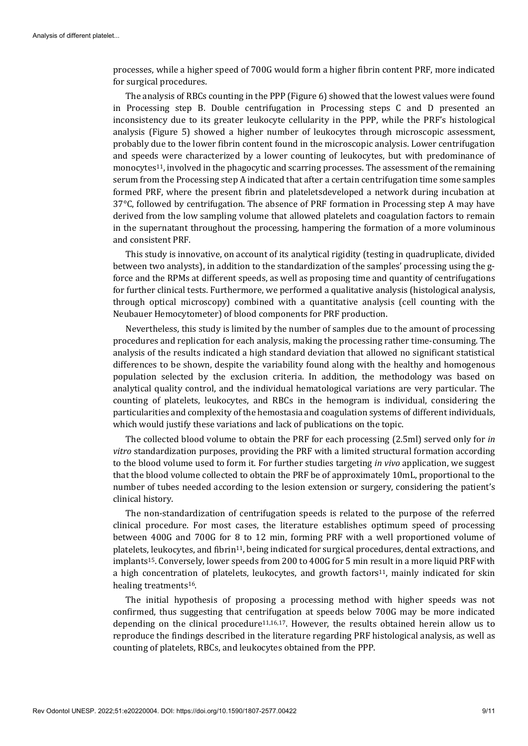processes, while a higher speed of 700G would form a higher fibrin content PRF, more indicated for surgical procedures.

The analysis of RBCs counting in the PPP (Figure 6) showed that the lowest values were found in Processing step B. Double centrifugation in Processing steps C and D presented an inconsistency due to its greater leukocyte cellularity in the PPP, while the PRF's histological analysis (Figure 5) showed a higher number of leukocytes through microscopic assessment, probably due to the lower fibrin content found in the microscopic analysis. Lower centrifugation and speeds were characterized by a lower counting of leukocytes, but with predominance of monocytes[11], involved in the phagocytic and scarring processes. The assessment of the remaining serum from the Processing step A indicated that after a certain centrifugation time some samples formed PRF, where the present fibrin and plateletsdeveloped a network during incubation at 37°C, followed by centrifugation. The absence of PRF formation in Processing step A may have derived from the low sampling volume that allowed platelets and coagulation factors to remain in the supernatant throughout the processing, hampering the formation of a more voluminous and consistent PRF.

This study is innovative, on account of its analytical rigidity (testing in quadruplicate, divided between two analysts), in addition to the standardization of the samples' processing using the g-force and the RPMs at different speeds, as well as proposing time and quantity of centrifugations for further clinical tests. Furthermore, we performed a qualitative analysis (histological analysis, through optical microscopy) combined with a quantitative analysis (cell counting with the Neubauer Hemocytometer) of blood components for PRF production.

Nevertheless, this study is limited by the number of samples due to the amount of processing procedures and replication for each analysis, making the processing rather time-consuming. The analysis of the results indicated a high standard deviation that allowed no significant statistical differences to be shown, despite the variability found along with the healthy and homogenous population selected by the exclusion criteria. In addition, the methodology was based on analytical quality control, and the individual hematological variations are very particular. The counting of platelets, leukocytes, and RBCs in the hemogram is individual, considering the particularities and complexity of the hemostasia and coagulation systems of different individuals, which would justify these variations and lack of publications on the topic.

The collected blood volume to obtain the PRF for each processing (2.5ml) served only for *in vitro* standardization purposes, providing the PRF with a limited structural formation according to the blood volume used to form it. For further studies targeting *in vivo* application, we suggest that the blood volume collected to obtain the PRF be of approximately 10mL, proportional to the number of tubes needed according to the lesion extension or surgery, considering the patient's clinical history.

The non-standardization of centrifugation speeds is related to the purpose of the referred clinical procedure. For most cases, the literature establishes optimum speed of processing between 400G and 700G for 8 to 12 min, forming PRF with a well proportioned volume of platelets, leukocytes, and fibrin[11], being indicated for surgical procedures, dental extractions, and implants[15]. Conversely, lower speeds from 200 to 400G for 5 min result in a more liquid PRF with a high concentration of platelets, leukocytes, and growth factors[11], mainly indicated for skin healing treatments[16].

The initial hypothesis of proposing a processing method with higher speeds was not confirmed, thus suggesting that centrifugation at speeds below 700G may be more indicated depending on the clinical procedure[11,16,17]. However, the results obtained herein allow us to reproduce the findings described in the literature regarding PRF histological analysis, as well as counting of platelets, RBCs, and leukocytes obtained from the PPP.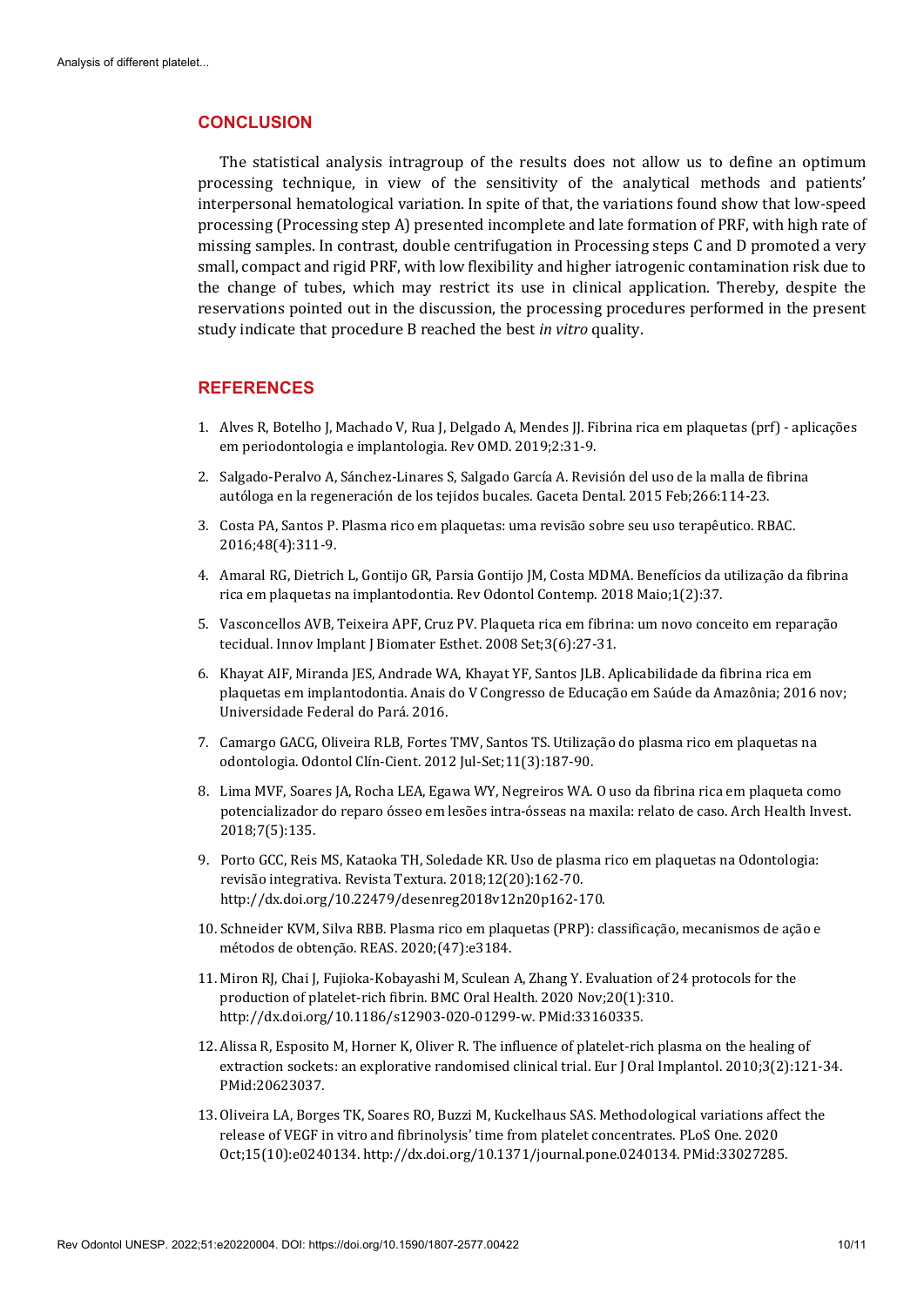## CONCLUSION

The statistical analysis intragroup of the results does not allow us to define an optimum processing technique, in view of the sensitivity of the analytical methods and patients' interpersonal hematological variation. In spite of that, the variations found show that low-speed processing (Processing step A) presented incomplete and late formation of PRF, with high rate of missing samples. In contrast, double centrifugation in Processing steps C and D promoted a very small, compact and rigid PRF, with low flexibility and higher iatrogenic contamination risk due to the change of tubes, which may restrict its use in clinical application. Thereby, despite the reservations pointed out in the discussion, the processing procedures performed in the present study indicate that procedure B reached the best *in vitro* quality.

## REFERENCES

1. Alves R, Botelho J, Machado V, Rua J, Delgado A, Mendes JJ. Fibrina rica em plaquetas (prf) - aplicações em periodontologia e implantologia. Rev OMD. 2019;2:31-9.
2. Salgado-Peralvo A, Sánchez-Linares S, Salgado García A. Revisión del uso de la malla de fibrina autóloga en la regeneración de los tejidos bucales. Gaceta Dental. 2015 Feb;266:114-23.
3. Costa PA, Santos P. Plasma rico em plaquetas: uma revisão sobre seu uso terapêutico. RBAC. 2016;48(4):311-9.
4. Amaral RG, Dietrich L, Gontijo GR, Parsia Gontijo JM, Costa MDMA. Benefícios da utilização da fibrina rica em plaquetas na implantodontia. Rev Odontol Contemp. 2018 Maio;1(2):37.
5. Vasconcellos AVB, Teixeira APF, Cruz PV. Plaqueta rica em fibrina: um novo conceito em reparação tecidual. Innov Implant J Biomater Esthet. 2008 Set;3(6):27-31.
6. Khayat AIF, Miranda JES, Andrade WA, Khayat YF, Santos JLB. Aplicabilidade da fibrina rica em plaquetas em implantodontia. Anais do V Congresso de Educação em Saúde da Amazônia; 2016 nov; Universidade Federal do Pará. 2016.
7. Camargo GACG, Oliveira RLB, Fortes TMV, Santos TS. Utilização do plasma rico em plaquetas na odontologia. Odontol Clín-Cient. 2012 Jul-Set;11(3):187-90.
8. Lima MVF, Soares JA, Rocha LEA, Egawa WY, Negreiros WA. O uso da fibrina rica em plaqueta como potencializador do reparo ósseo em lesões intra-ósseas na maxila: relato de caso. Arch Health Invest. 2018;7(5):135.
9. Porto GCC, Reis MS, Kataoka TH, Soledade KR. Uso de plasma rico em plaquetas na Odontologia: revisão integrativa. Revista Textura. 2018;12(20):162-70. http://dx.doi.org/10.22479/desenreg2018v12n20p162-170.
10. Schneider KVM, Silva RBB. Plasma rico em plaquetas (PRP): classificação, mecanismos de ação e métodos de obtenção. REAS. 2020;(47):e3184.
11. Miron RJ, Chai J, Fujioka-Kobayashi M, Sculean A, Zhang Y. Evaluation of 24 protocols for the production of platelet-rich fibrin. BMC Oral Health. 2020 Nov;20(1):310. http://dx.doi.org/10.1186/s12903-020-01299-w. PMid:33160335.
12. Alissa R, Esposito M, Horner K, Oliver R. The influence of platelet-rich plasma on the healing of extraction sockets: an explorative randomised clinical trial. Eur J Oral Implantol. 2010;3(2):121-34. PMid:20623037.
13. Oliveira LA, Borges TK, Soares RO, Buzzi M, Kuckelhaus SAS. Methodological variations affect the release of VEGF in vitro and fibrinolysis' time from platelet concentrates. PLoS One. 2020 Oct;15(10):e0240134. http://dx.doi.org/10.1371/journal.pone.0240134. PMid:33027285.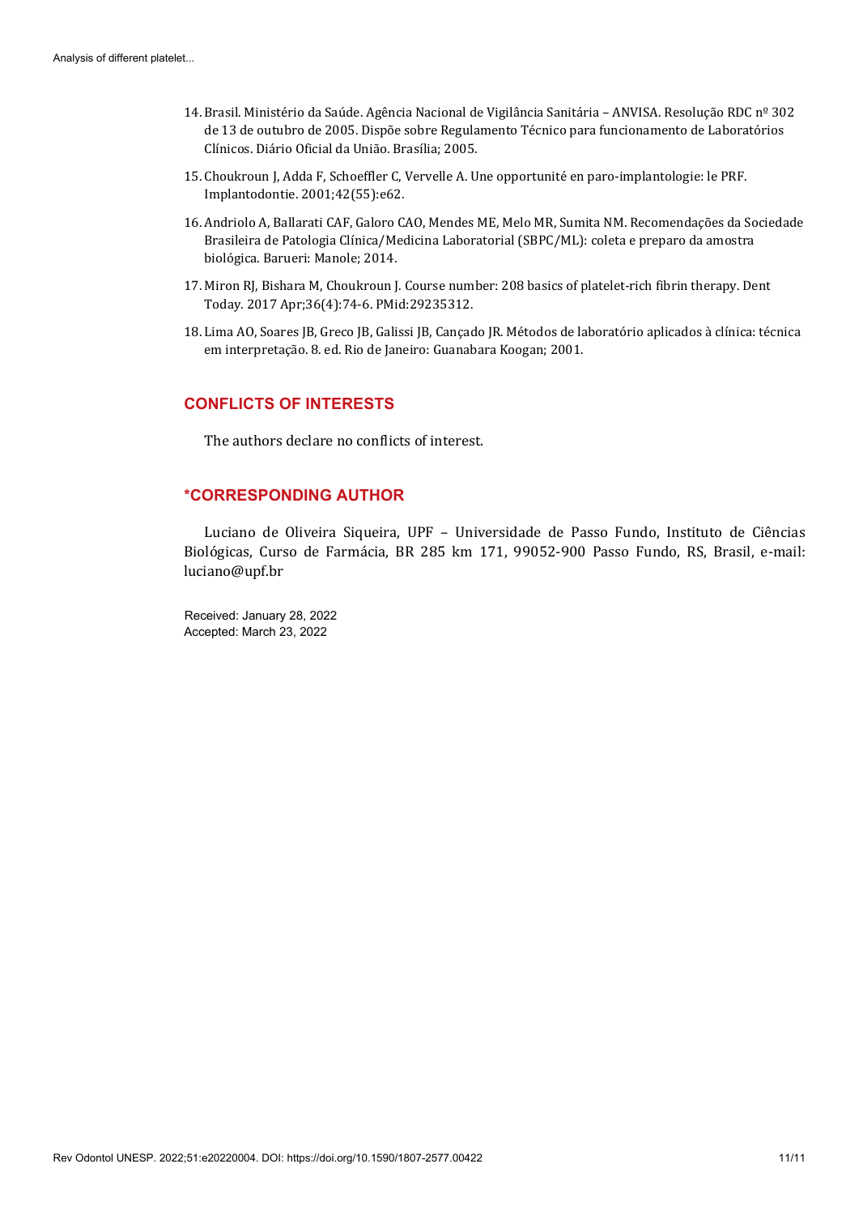14. Brasil. Ministério da Saúde. Agência Nacional de Vigilância Sanitária – ANVISA. Resolução RDC nº 302 de 13 de outubro de 2005. Dispõe sobre Regulamento Técnico para funcionamento de Laboratórios Clínicos. Diário Oficial da União. Brasília; 2005.
15. Choukroun J, Adda F, Schoeffler C, Vervelle A. Une opportunité en paro-implantologie: le PRF. Implantodontie. 2001;42(55):e62.
16. Andriolo A, Ballarati CAF, Galoro CAO, Mendes ME, Melo MR, Sumita NM. Recomendações da Sociedade Brasileira de Patologia Clínica/Medicina Laboratorial (SBPC/ML): coleta e preparo da amostra biológica. Barueri: Manole; 2014.
17. Miron RJ, Bishara M, Choukroun J. Course number: 208 basics of platelet-rich fibrin therapy. Dent Today. 2017 Apr;36(4):74-6. PMid:29235312.
18. Lima AO, Soares JB, Greco JB, Galissi JB, Cançado JR. Métodos de laboratório aplicados à clínica: técnica em interpretação. 8. ed. Rio de Janeiro: Guanabara Koogan; 2001.

## CONFLICTS OF INTERESTS

The authors declare no conflicts of interest.

## *CORRESPONDING AUTHOR

Luciano de Oliveira Siqueira, UPF – Universidade de Passo Fundo, Instituto de Ciências Biológicas, Curso de Farmácia, BR 285 km 171, 99052-900 Passo Fundo, RS, Brasil, e-mail: luciano@upf.br

Received: January 28, 2022
Accepted: March 23, 2022